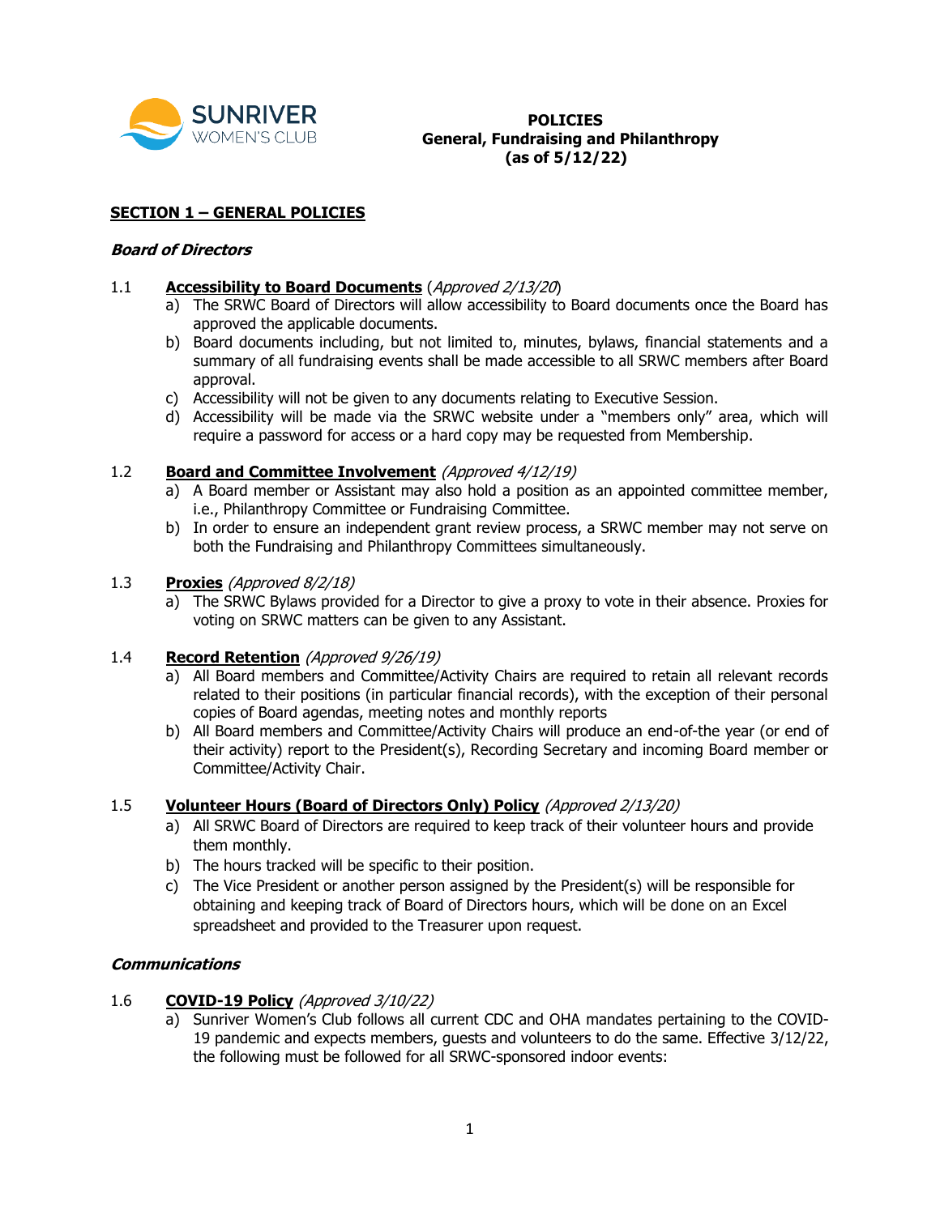SUNRIVER WOMEN'S CLUB

**POLICIES**
**General, Fundraising and Philanthropy**
**(as of 5/12/22)**

## SECTION 1 – GENERAL POLICIES

### *Board of Directors*

1.1 **Accessibility to Board Documents** (*Approved 2/13/20*)

a) The SRWC Board of Directors will allow accessibility to Board documents once the Board has approved the applicable documents.
b) Board documents including, but not limited to, minutes, bylaws, financial statements and a summary of all fundraising events shall be made accessible to all SRWC members after Board approval.
c) Accessibility will not be given to any documents relating to Executive Session.
d) Accessibility will be made via the SRWC website under a "members only" area, which will require a password for access or a hard copy may be requested from Membership.

1.2 **Board and Committee Involvement** *(Approved 4/12/19)*

a) A Board member or Assistant may also hold a position as an appointed committee member, i.e., Philanthropy Committee or Fundraising Committee.
b) In order to ensure an independent grant review process, a SRWC member may not serve on both the Fundraising and Philanthropy Committees simultaneously.

1.3 **Proxies** *(Approved 8/2/18)*

a) The SRWC Bylaws provided for a Director to give a proxy to vote in their absence. Proxies for voting on SRWC matters can be given to any Assistant.

1.4 **Record Retention** *(Approved 9/26/19)*

a) All Board members and Committee/Activity Chairs are required to retain all relevant records related to their positions (in particular financial records), with the exception of their personal copies of Board agendas, meeting notes and monthly reports
b) All Board members and Committee/Activity Chairs will produce an end-of-the year (or end of their activity) report to the President(s), Recording Secretary and incoming Board member or Committee/Activity Chair.

1.5 **Volunteer Hours (Board of Directors Only) Policy** *(Approved 2/13/20)*

a) All SRWC Board of Directors are required to keep track of their volunteer hours and provide them monthly.
b) The hours tracked will be specific to their position.
c) The Vice President or another person assigned by the President(s) will be responsible for obtaining and keeping track of Board of Directors hours, which will be done on an Excel spreadsheet and provided to the Treasurer upon request.

### *Communications*

1.6 **COVID-19 Policy** *(Approved 3/10/22)*

a) Sunriver Women's Club follows all current CDC and OHA mandates pertaining to the COVID-19 pandemic and expects members, guests and volunteers to do the same. Effective 3/12/22, the following must be followed for all SRWC-sponsored indoor events: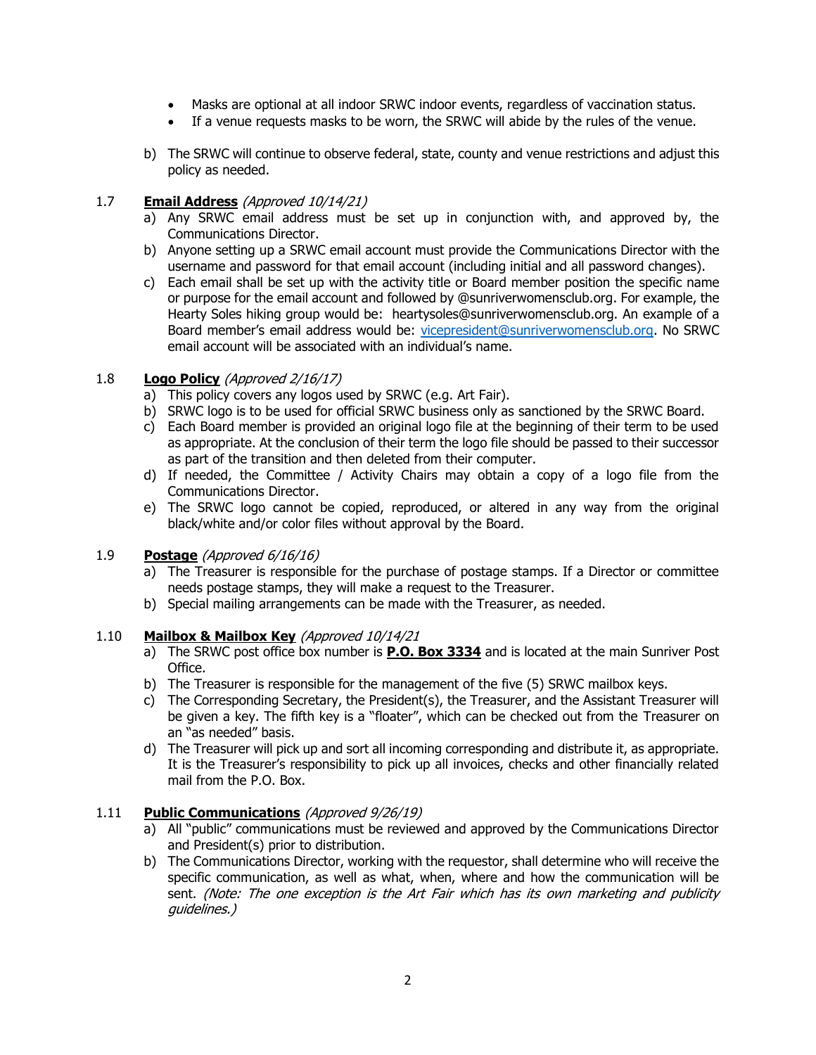- Masks are optional at all indoor SRWC indoor events, regardless of vaccination status.
- If a venue requests masks to be worn, the SRWC will abide by the rules of the venue.

b) The SRWC will continue to observe federal, state, county and venue restrictions and adjust this policy as needed.

1.7 **Email Address** *(Approved 10/14/21)*

a) Any SRWC email address must be set up in conjunction with, and approved by, the Communications Director.

b) Anyone setting up a SRWC email account must provide the Communications Director with the username and password for that email account (including initial and all password changes).

c) Each email shall be set up with the activity title or Board member position the specific name or purpose for the email account and followed by @sunriverwomensclub.org. For example, the Hearty Soles hiking group would be: heartysoles@sunriverwomensclub.org. An example of a Board member's email address would be: vicepresident@sunriverwomensclub.org. No SRWC email account will be associated with an individual's name.

1.8 **Logo Policy** *(Approved 2/16/17)*

a) This policy covers any logos used by SRWC (e.g. Art Fair).

b) SRWC logo is to be used for official SRWC business only as sanctioned by the SRWC Board.

c) Each Board member is provided an original logo file at the beginning of their term to be used as appropriate. At the conclusion of their term the logo file should be passed to their successor as part of the transition and then deleted from their computer.

d) If needed, the Committee / Activity Chairs may obtain a copy of a logo file from the Communications Director.

e) The SRWC logo cannot be copied, reproduced, or altered in any way from the original black/white and/or color files without approval by the Board.

1.9 **Postage** *(Approved 6/16/16)*

a) The Treasurer is responsible for the purchase of postage stamps. If a Director or committee needs postage stamps, they will make a request to the Treasurer.

b) Special mailing arrangements can be made with the Treasurer, as needed.

1.10 **Mailbox & Mailbox Key** *(Approved 10/14/21*

a) The SRWC post office box number is **P.O. Box 3334** and is located at the main Sunriver Post Office.

b) The Treasurer is responsible for the management of the five (5) SRWC mailbox keys.

c) The Corresponding Secretary, the President(s), the Treasurer, and the Assistant Treasurer will be given a key. The fifth key is a "floater", which can be checked out from the Treasurer on an "as needed" basis.

d) The Treasurer will pick up and sort all incoming corresponding and distribute it, as appropriate. It is the Treasurer's responsibility to pick up all invoices, checks and other financially related mail from the P.O. Box.

1.11 **Public Communications** *(Approved 9/26/19)*

a) All "public" communications must be reviewed and approved by the Communications Director and President(s) prior to distribution.

b) The Communications Director, working with the requestor, shall determine who will receive the specific communication, as well as what, when, where and how the communication will be sent. *(Note: The one exception is the Art Fair which has its own marketing and publicity guidelines.)*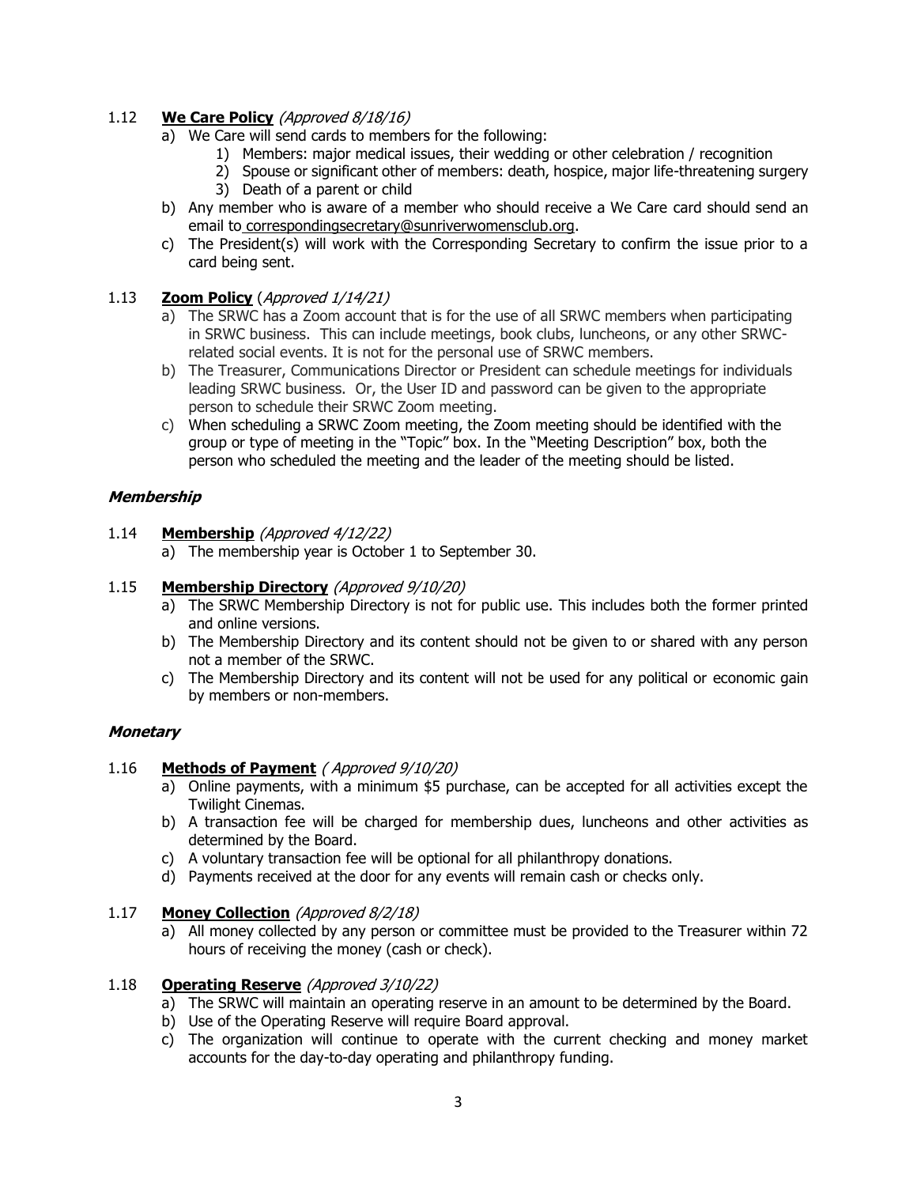1.12 **<u>We Care Policy</u>** *(Approved 8/18/16)*

a) We Care will send cards to members for the following:
   1) Members: major medical issues, their wedding or other celebration / recognition
   2) Spouse or significant other of members: death, hospice, major life-threatening surgery
   3) Death of a parent or child

b) Any member who is aware of a member who should receive a We Care card should send an email to correspondingsecretary@sunriverwomensclub.org.

c) The President(s) will work with the Corresponding Secretary to confirm the issue prior to a card being sent.

1.13 **<u>Zoom Policy</u>** (*Approved 1/14/21)*

a) The SRWC has a Zoom account that is for the use of all SRWC members when participating in SRWC business. This can include meetings, book clubs, luncheons, or any other SRWC-related social events. It is not for the personal use of SRWC members.

b) The Treasurer, Communications Director or President can schedule meetings for individuals leading SRWC business. Or, the User ID and password can be given to the appropriate person to schedule their SRWC Zoom meeting.

c) When scheduling a SRWC Zoom meeting, the Zoom meeting should be identified with the group or type of meeting in the "Topic" box. In the "Meeting Description" box, both the person who scheduled the meeting and the leader of the meeting should be listed.

### ***Membership***

1.14 **<u>Membership</u>** *(Approved 4/12/22)*

a) The membership year is October 1 to September 30.

1.15 **<u>Membership Directory</u>** *(Approved 9/10/20)*

a) The SRWC Membership Directory is not for public use. This includes both the former printed and online versions.

b) The Membership Directory and its content should not be given to or shared with any person not a member of the SRWC.

c) The Membership Directory and its content will not be used for any political or economic gain by members or non-members.

### ***Monetary***

1.16 **<u>Methods of Payment</u>** *( Approved 9/10/20)*

a) Online payments, with a minimum $5 purchase, can be accepted for all activities except the Twilight Cinemas.

b) A transaction fee will be charged for membership dues, luncheons and other activities as determined by the Board.

c) A voluntary transaction fee will be optional for all philanthropy donations.

d) Payments received at the door for any events will remain cash or checks only.

1.17 **<u>Money Collection</u>** *(Approved 8/2/18)*

a) All money collected by any person or committee must be provided to the Treasurer within 72 hours of receiving the money (cash or check).

1.18 **<u>Operating Reserve</u>** *(Approved 3/10/22)*

a) The SRWC will maintain an operating reserve in an amount to be determined by the Board.

b) Use of the Operating Reserve will require Board approval.

c) The organization will continue to operate with the current checking and money market accounts for the day-to-day operating and philanthropy funding.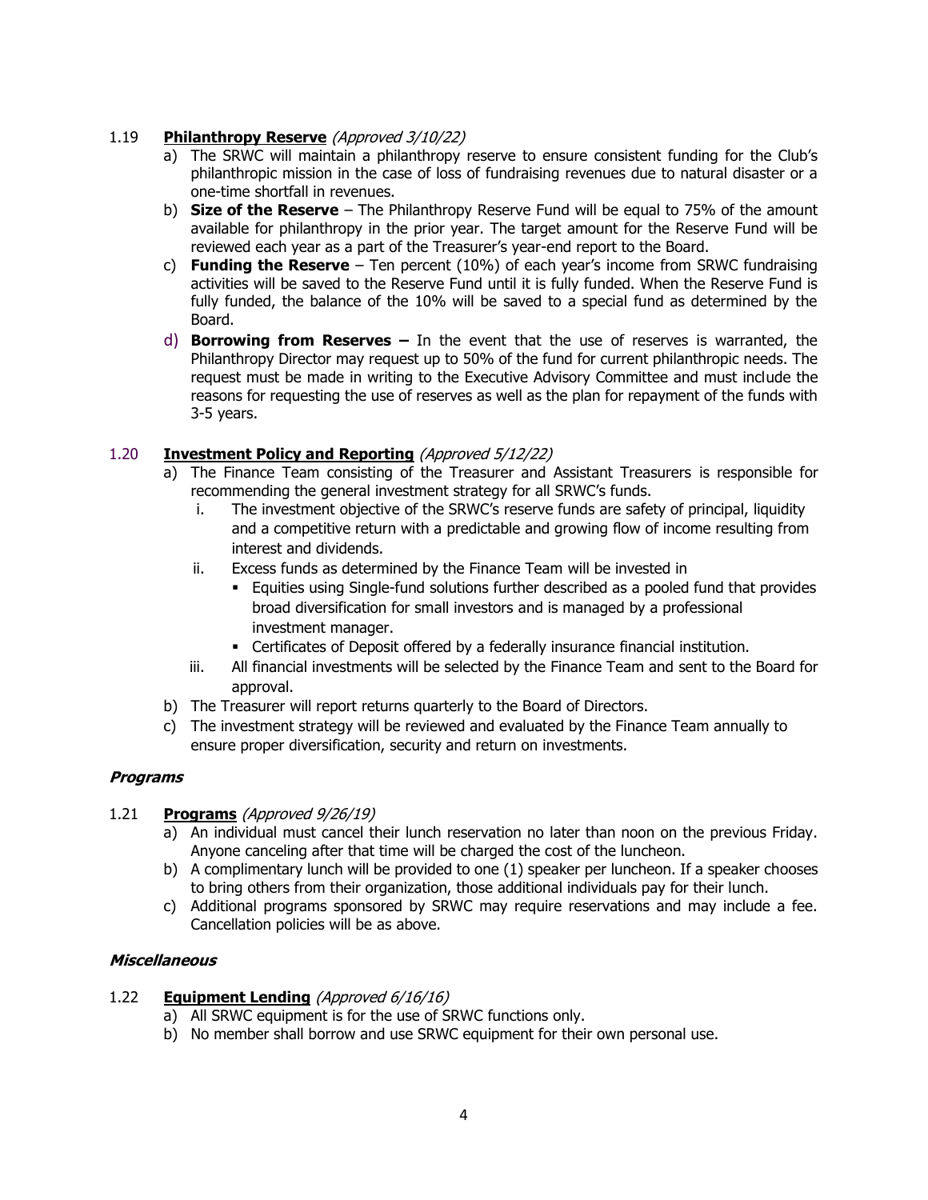### 1.19 **Philanthropy Reserve** *(Approved 3/10/22)*

a) The SRWC will maintain a philanthropy reserve to ensure consistent funding for the Club's philanthropic mission in the case of loss of fundraising revenues due to natural disaster or a one-time shortfall in revenues.

b) **Size of the Reserve** – The Philanthropy Reserve Fund will be equal to 75% of the amount available for philanthropy in the prior year. The target amount for the Reserve Fund will be reviewed each year as a part of the Treasurer's year-end report to the Board.

c) **Funding the Reserve** – Ten percent (10%) of each year's income from SRWC fundraising activities will be saved to the Reserve Fund until it is fully funded. When the Reserve Fund is fully funded, the balance of the 10% will be saved to a special fund as determined by the Board.

d) **Borrowing from Reserves –** In the event that the use of reserves is warranted, the Philanthropy Director may request up to 50% of the fund for current philanthropic needs. The request must be made in writing to the Executive Advisory Committee and must include the reasons for requesting the use of reserves as well as the plan for repayment of the funds with 3-5 years.

### 1.20 **Investment Policy and Reporting** *(Approved 5/12/22)*

a) The Finance Team consisting of the Treasurer and Assistant Treasurers is responsible for recommending the general investment strategy for all SRWC's funds.
   - i. The investment objective of the SRWC's reserve funds are safety of principal, liquidity and a competitive return with a predictable and growing flow of income resulting from interest and dividends.
   - ii. Excess funds as determined by the Finance Team will be invested in
     - Equities using Single-fund solutions further described as a pooled fund that provides broad diversification for small investors and is managed by a professional investment manager.
     - Certificates of Deposit offered by a federally insurance financial institution.
   - iii. All financial investments will be selected by the Finance Team and sent to the Board for approval.

b) The Treasurer will report returns quarterly to the Board of Directors.

c) The investment strategy will be reviewed and evaluated by the Finance Team annually to ensure proper diversification, security and return on investments.

## ***Programs***

### 1.21 **Programs** *(Approved 9/26/19)*

a) An individual must cancel their lunch reservation no later than noon on the previous Friday. Anyone canceling after that time will be charged the cost of the luncheon.

b) A complimentary lunch will be provided to one (1) speaker per luncheon. If a speaker chooses to bring others from their organization, those additional individuals pay for their lunch.

c) Additional programs sponsored by SRWC may require reservations and may include a fee. Cancellation policies will be as above.

## ***Miscellaneous***

### 1.22 **Equipment Lending** *(Approved 6/16/16)*

a) All SRWC equipment is for the use of SRWC functions only.

b) No member shall borrow and use SRWC equipment for their own personal use.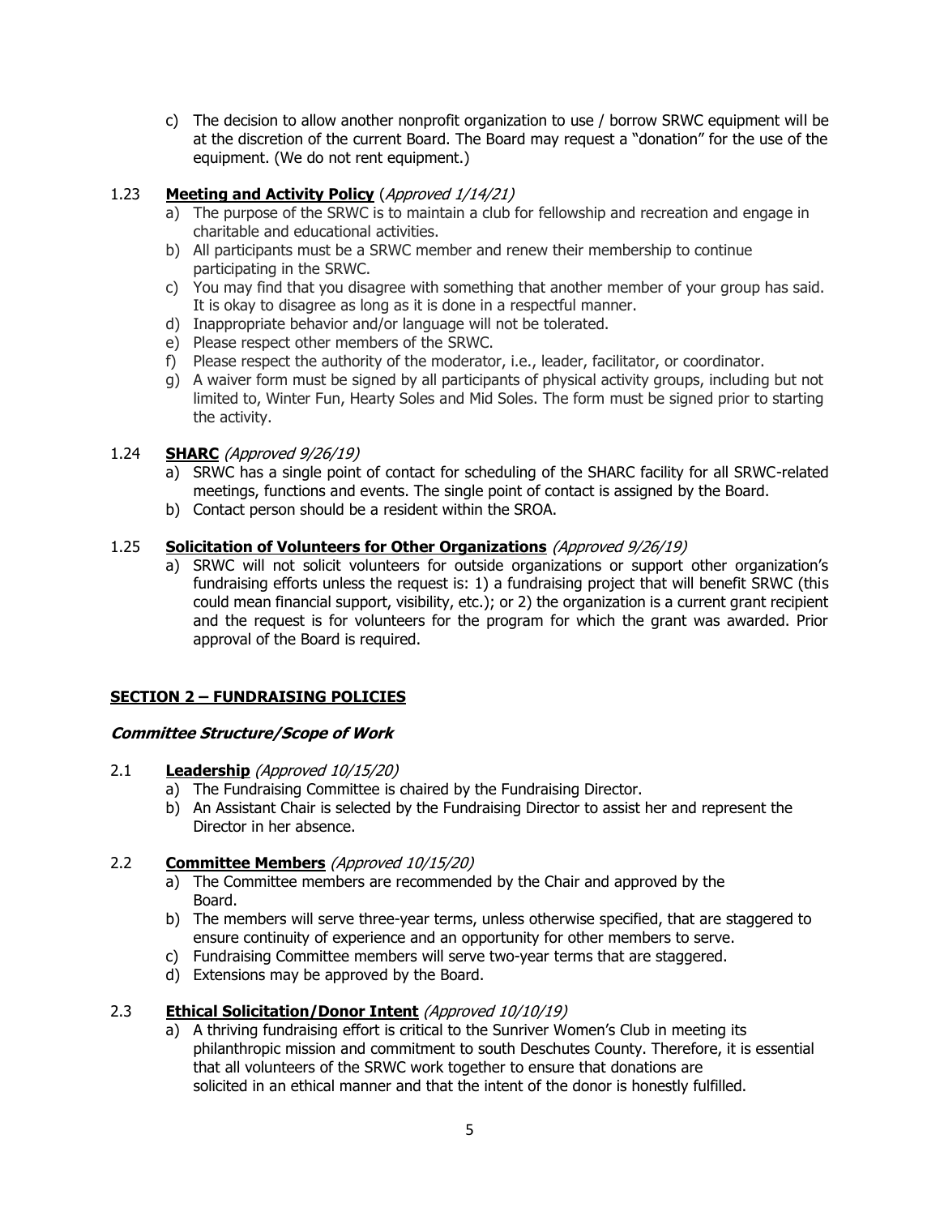c) The decision to allow another nonprofit organization to use / borrow SRWC equipment will be at the discretion of the current Board. The Board may request a "donation" for the use of the equipment. (We do not rent equipment.)

1.23 **Meeting and Activity Policy** (*Approved 1/14/21)*

a) The purpose of the SRWC is to maintain a club for fellowship and recreation and engage in charitable and educational activities.
b) All participants must be a SRWC member and renew their membership to continue participating in the SRWC.
c) You may find that you disagree with something that another member of your group has said. It is okay to disagree as long as it is done in a respectful manner.
d) Inappropriate behavior and/or language will not be tolerated.
e) Please respect other members of the SRWC.
f) Please respect the authority of the moderator, i.e., leader, facilitator, or coordinator.
g) A waiver form must be signed by all participants of physical activity groups, including but not limited to, Winter Fun, Hearty Soles and Mid Soles. The form must be signed prior to starting the activity.

1.24 **SHARC** *(Approved 9/26/19)*

a) SRWC has a single point of contact for scheduling of the SHARC facility for all SRWC-related meetings, functions and events. The single point of contact is assigned by the Board.
b) Contact person should be a resident within the SROA.

1.25 **Solicitation of Volunteers for Other Organizations** *(Approved 9/26/19)*

a) SRWC will not solicit volunteers for outside organizations or support other organization's fundraising efforts unless the request is: 1) a fundraising project that will benefit SRWC (this could mean financial support, visibility, etc.); or 2) the organization is a current grant recipient and the request is for volunteers for the program for which the grant was awarded. Prior approval of the Board is required.

## SECTION 2 – FUNDRAISING POLICIES

### *Committee Structure/Scope of Work*

2.1 **Leadership** *(Approved 10/15/20)*

a) The Fundraising Committee is chaired by the Fundraising Director.
b) An Assistant Chair is selected by the Fundraising Director to assist her and represent the Director in her absence.

2.2 **Committee Members** *(Approved 10/15/20)*

a) The Committee members are recommended by the Chair and approved by the Board.
b) The members will serve three-year terms, unless otherwise specified, that are staggered to ensure continuity of experience and an opportunity for other members to serve.
c) Fundraising Committee members will serve two-year terms that are staggered.
d) Extensions may be approved by the Board.

2.3 **Ethical Solicitation/Donor Intent** *(Approved 10/10/19)*

a) A thriving fundraising effort is critical to the Sunriver Women's Club in meeting its philanthropic mission and commitment to south Deschutes County. Therefore, it is essential that all volunteers of the SRWC work together to ensure that donations are solicited in an ethical manner and that the intent of the donor is honestly fulfilled.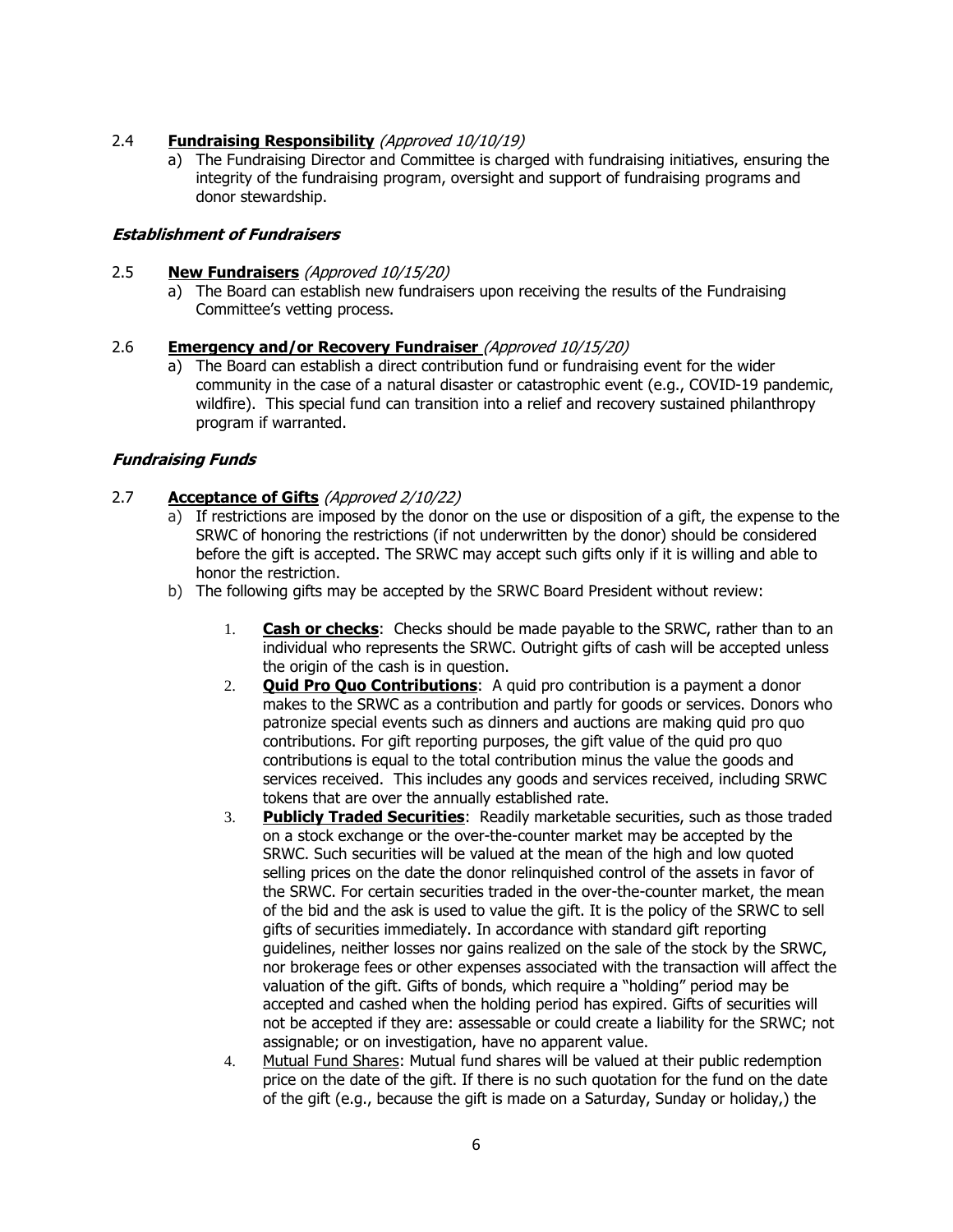### 2.4 **Fundraising Responsibility** *(Approved 10/10/19)*

a) The Fundraising Director and Committee is charged with fundraising initiatives, ensuring the integrity of the fundraising program, oversight and support of fundraising programs and donor stewardship.

#### ***Establishment of Fundraisers***

### 2.5 **New Fundraisers** *(Approved 10/15/20)*

a) The Board can establish new fundraisers upon receiving the results of the Fundraising Committee's vetting process.

### 2.6 **Emergency and/or Recovery Fundraiser** *(Approved 10/15/20)*

a) The Board can establish a direct contribution fund or fundraising event for the wider community in the case of a natural disaster or catastrophic event (e.g., COVID-19 pandemic, wildfire). This special fund can transition into a relief and recovery sustained philanthropy program if warranted.

#### ***Fundraising Funds***

### 2.7 **Acceptance of Gifts** *(Approved 2/10/22)*

a) If restrictions are imposed by the donor on the use or disposition of a gift, the expense to the SRWC of honoring the restrictions (if not underwritten by the donor) should be considered before the gift is accepted. The SRWC may accept such gifts only if it is willing and able to honor the restriction.

b) The following gifts may be accepted by the SRWC Board President without review:

1. **Cash or checks**: Checks should be made payable to the SRWC, rather than to an individual who represents the SRWC. Outright gifts of cash will be accepted unless the origin of the cash is in question.
2. **Quid Pro Quo Contributions**: A quid pro contribution is a payment a donor makes to the SRWC as a contribution and partly for goods or services. Donors who patronize special events such as dinners and auctions are making quid pro quo contributions. For gift reporting purposes, the gift value of the quid pro quo contributions is equal to the total contribution minus the value the goods and services received. This includes any goods and services received, including SRWC tokens that are over the annually established rate.
3. **Publicly Traded Securities**: Readily marketable securities, such as those traded on a stock exchange or the over-the-counter market may be accepted by the SRWC. Such securities will be valued at the mean of the high and low quoted selling prices on the date the donor relinquished control of the assets in favor of the SRWC. For certain securities traded in the over-the-counter market, the mean of the bid and the ask is used to value the gift. It is the policy of the SRWC to sell gifts of securities immediately. In accordance with standard gift reporting guidelines, neither losses nor gains realized on the sale of the stock by the SRWC, nor brokerage fees or other expenses associated with the transaction will affect the valuation of the gift. Gifts of bonds, which require a "holding" period may be accepted and cashed when the holding period has expired. Gifts of securities will not be accepted if they are: assessable or could create a liability for the SRWC; not assignable; or on investigation, have no apparent value.
4. Mutual Fund Shares: Mutual fund shares will be valued at their public redemption price on the date of the gift. If there is no such quotation for the fund on the date of the gift (e.g., because the gift is made on a Saturday, Sunday or holiday,) the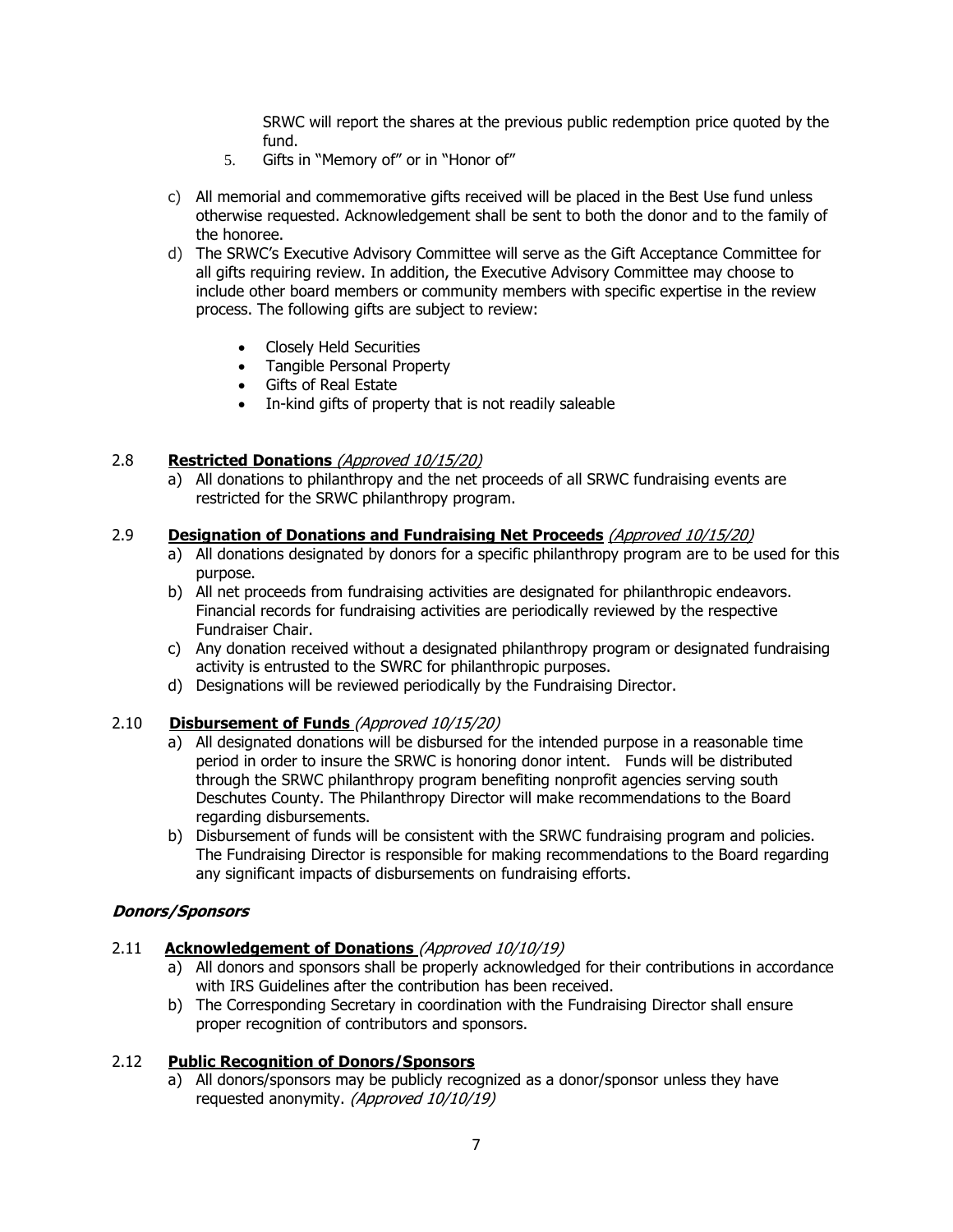SRWC will report the shares at the previous public redemption price quoted by the fund.

5. Gifts in "Memory of" or in "Honor of"

c) All memorial and commemorative gifts received will be placed in the Best Use fund unless otherwise requested. Acknowledgement shall be sent to both the donor and to the family of the honoree.

d) The SRWC's Executive Advisory Committee will serve as the Gift Acceptance Committee for all gifts requiring review. In addition, the Executive Advisory Committee may choose to include other board members or community members with specific expertise in the review process. The following gifts are subject to review:

- Closely Held Securities
- Tangible Personal Property
- Gifts of Real Estate
- In-kind gifts of property that is not readily saleable

### 2.8 **Restricted Donations** *(Approved 10/15/20)*

a) All donations to philanthropy and the net proceeds of all SRWC fundraising events are restricted for the SRWC philanthropy program.

### 2.9 **Designation of Donations and Fundraising Net Proceeds** *(Approved 10/15/20)*

a) All donations designated by donors for a specific philanthropy program are to be used for this purpose.

b) All net proceeds from fundraising activities are designated for philanthropic endeavors. Financial records for fundraising activities are periodically reviewed by the respective Fundraiser Chair.

c) Any donation received without a designated philanthropy program or designated fundraising activity is entrusted to the SWRC for philanthropic purposes.

d) Designations will be reviewed periodically by the Fundraising Director.

### 2.10 **Disbursement of Funds** *(Approved 10/15/20)*

a) All designated donations will be disbursed for the intended purpose in a reasonable time period in order to insure the SRWC is honoring donor intent. Funds will be distributed through the SRWC philanthropy program benefiting nonprofit agencies serving south Deschutes County. The Philanthropy Director will make recommendations to the Board regarding disbursements.

b) Disbursement of funds will be consistent with the SRWC fundraising program and policies. The Fundraising Director is responsible for making recommendations to the Board regarding any significant impacts of disbursements on fundraising efforts.

## ***Donors/Sponsors***

### 2.11 **Acknowledgement of Donations** *(Approved 10/10/19)*

a) All donors and sponsors shall be properly acknowledged for their contributions in accordance with IRS Guidelines after the contribution has been received.

b) The Corresponding Secretary in coordination with the Fundraising Director shall ensure proper recognition of contributors and sponsors.

### 2.12 **Public Recognition of Donors/Sponsors**

a) All donors/sponsors may be publicly recognized as a donor/sponsor unless they have requested anonymity. *(Approved 10/10/19)*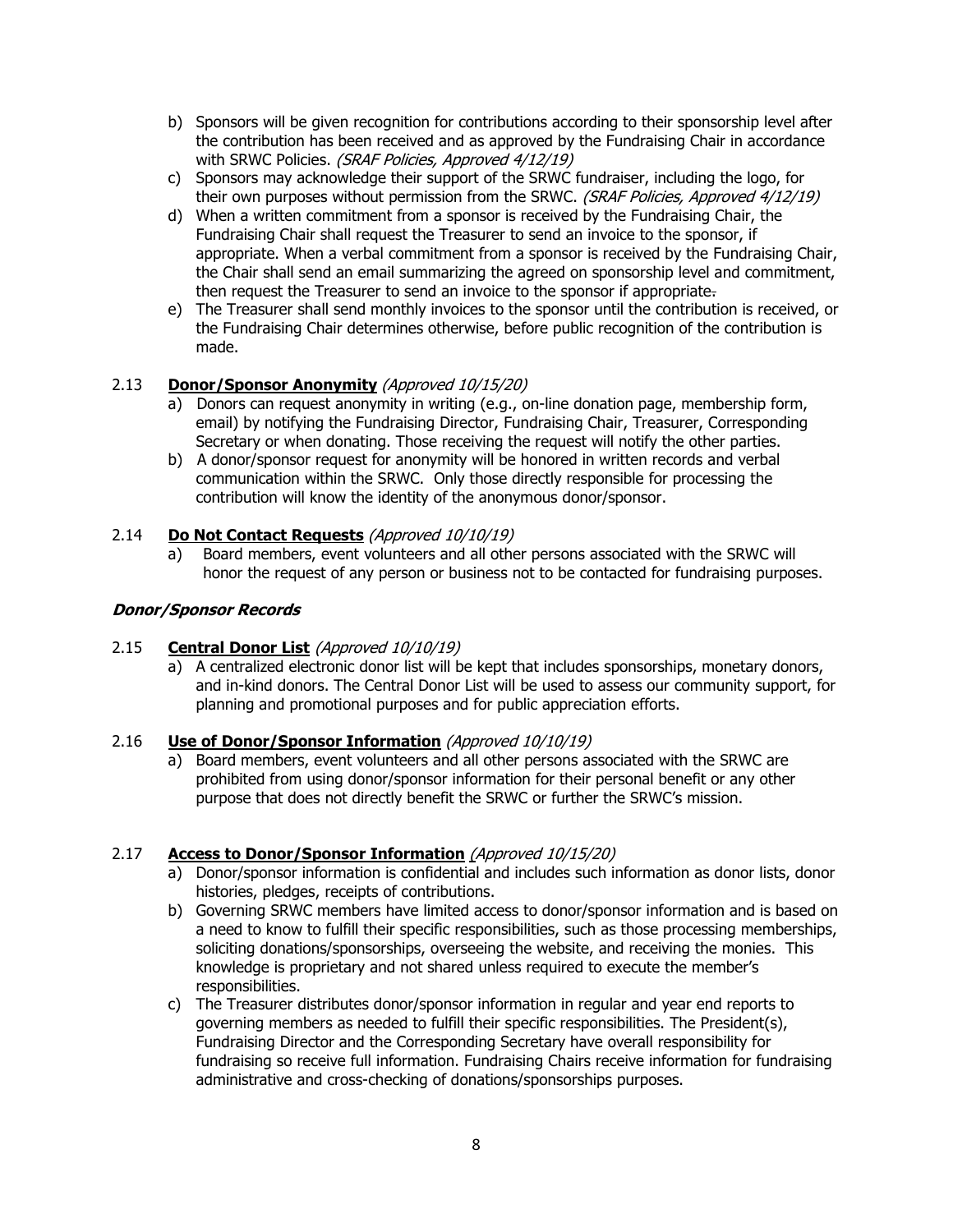b) Sponsors will be given recognition for contributions according to their sponsorship level after the contribution has been received and as approved by the Fundraising Chair in accordance with SRWC Policies. *(SRAF Policies, Approved 4/12/19)*

c) Sponsors may acknowledge their support of the SRWC fundraiser, including the logo, for their own purposes without permission from the SRWC. *(SRAF Policies, Approved 4/12/19)*

d) When a written commitment from a sponsor is received by the Fundraising Chair, the Fundraising Chair shall request the Treasurer to send an invoice to the sponsor, if appropriate. When a verbal commitment from a sponsor is received by the Fundraising Chair, the Chair shall send an email summarizing the agreed on sponsorship level and commitment, then request the Treasurer to send an invoice to the sponsor if appropriate.

e) The Treasurer shall send monthly invoices to the sponsor until the contribution is received, or the Fundraising Chair determines otherwise, before public recognition of the contribution is made.

2.13 **Donor/Sponsor Anonymity** *(Approved 10/15/20)*

a) Donors can request anonymity in writing (e.g., on-line donation page, membership form, email) by notifying the Fundraising Director, Fundraising Chair, Treasurer, Corresponding Secretary or when donating. Those receiving the request will notify the other parties.

b) A donor/sponsor request for anonymity will be honored in written records and verbal communication within the SRWC. Only those directly responsible for processing the contribution will know the identity of the anonymous donor/sponsor.

2.14 **Do Not Contact Requests** *(Approved 10/10/19)*

a) Board members, event volunteers and all other persons associated with the SRWC will honor the request of any person or business not to be contacted for fundraising purposes.

### *Donor/Sponsor Records*

2.15 **Central Donor List** *(Approved 10/10/19)*

a) A centralized electronic donor list will be kept that includes sponsorships, monetary donors, and in-kind donors. The Central Donor List will be used to assess our community support, for planning and promotional purposes and for public appreciation efforts.

2.16 **Use of Donor/Sponsor Information** *(Approved 10/10/19)*

a) Board members, event volunteers and all other persons associated with the SRWC are prohibited from using donor/sponsor information for their personal benefit or any other purpose that does not directly benefit the SRWC or further the SRWC's mission.

2.17 **Access to Donor/Sponsor Information** *(Approved 10/15/20)*

a) Donor/sponsor information is confidential and includes such information as donor lists, donor histories, pledges, receipts of contributions.

b) Governing SRWC members have limited access to donor/sponsor information and is based on a need to know to fulfill their specific responsibilities, such as those processing memberships, soliciting donations/sponsorships, overseeing the website, and receiving the monies. This knowledge is proprietary and not shared unless required to execute the member's responsibilities.

c) The Treasurer distributes donor/sponsor information in regular and year end reports to governing members as needed to fulfill their specific responsibilities. The President(s), Fundraising Director and the Corresponding Secretary have overall responsibility for fundraising so receive full information. Fundraising Chairs receive information for fundraising administrative and cross-checking of donations/sponsorships purposes.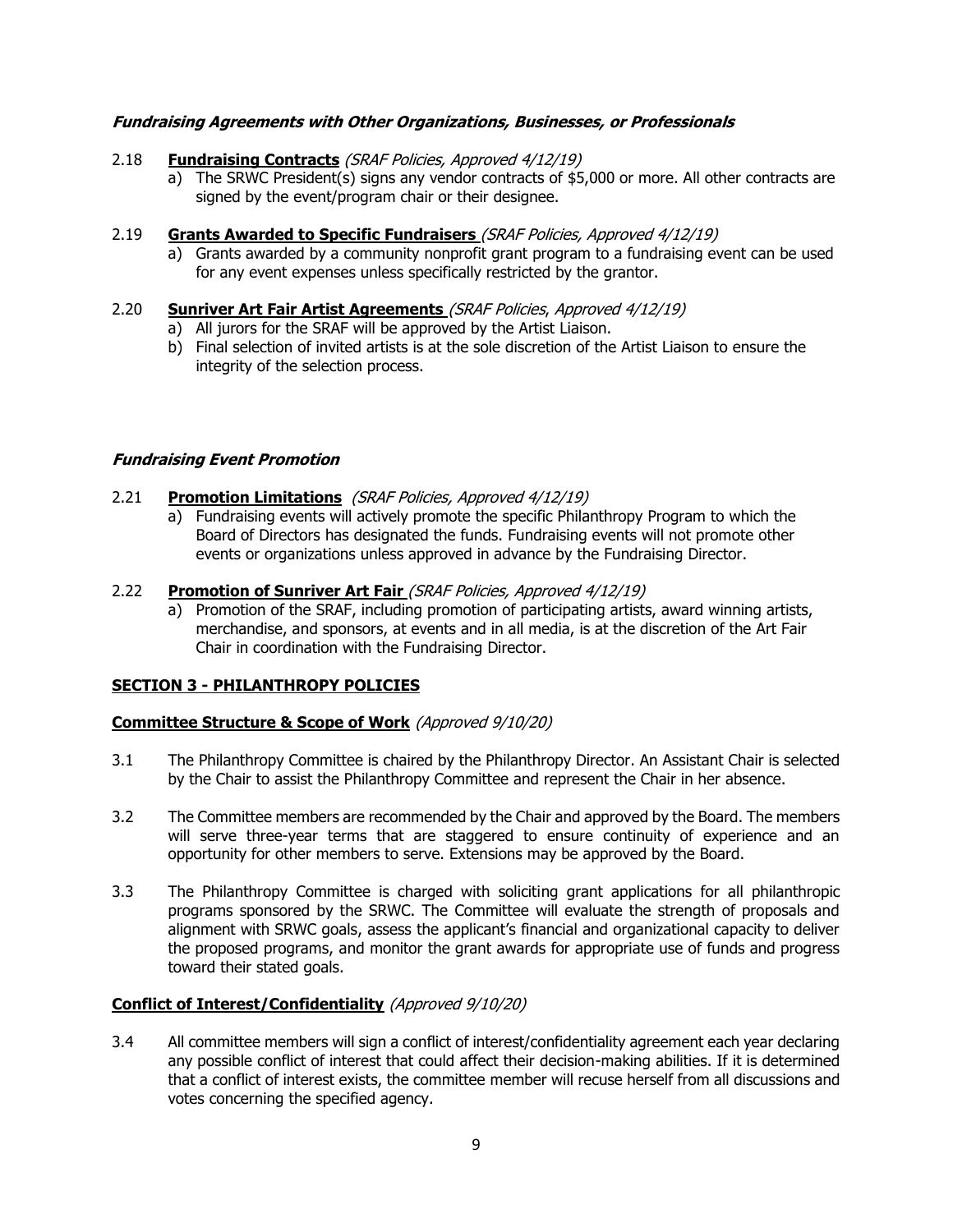#### ***Fundraising Agreements with Other Organizations, Businesses, or Professionals***

2.18 **Fundraising Contracts** *(SRAF Policies, Approved 4/12/19)*

a) The SRWC President(s) signs any vendor contracts of $5,000 or more. All other contracts are signed by the event/program chair or their designee.

2.19 **Grants Awarded to Specific Fundraisers** *(SRAF Policies, Approved 4/12/19)*

a) Grants awarded by a community nonprofit grant program to a fundraising event can be used for any event expenses unless specifically restricted by the grantor.

2.20 **Sunriver Art Fair Artist Agreements** *(SRAF Policies, Approved 4/12/19)*

a) All jurors for the SRAF will be approved by the Artist Liaison.
b) Final selection of invited artists is at the sole discretion of the Artist Liaison to ensure the integrity of the selection process.

#### ***Fundraising Event Promotion***

2.21 **Promotion Limitations** *(SRAF Policies, Approved 4/12/19)*

a) Fundraising events will actively promote the specific Philanthropy Program to which the Board of Directors has designated the funds. Fundraising events will not promote other events or organizations unless approved in advance by the Fundraising Director.

2.22 **Promotion of Sunriver Art Fair** *(SRAF Policies, Approved 4/12/19)*

a) Promotion of the SRAF, including promotion of participating artists, award winning artists, merchandise, and sponsors, at events and in all media, is at the discretion of the Art Fair Chair in coordination with the Fundraising Director.

## **SECTION 3 - PHILANTHROPY POLICIES**

### **Committee Structure & Scope of Work** *(Approved 9/10/20)*

3.1 The Philanthropy Committee is chaired by the Philanthropy Director. An Assistant Chair is selected by the Chair to assist the Philanthropy Committee and represent the Chair in her absence.

3.2 The Committee members are recommended by the Chair and approved by the Board. The members will serve three-year terms that are staggered to ensure continuity of experience and an opportunity for other members to serve. Extensions may be approved by the Board.

3.3 The Philanthropy Committee is charged with soliciting grant applications for all philanthropic programs sponsored by the SRWC. The Committee will evaluate the strength of proposals and alignment with SRWC goals, assess the applicant's financial and organizational capacity to deliver the proposed programs, and monitor the grant awards for appropriate use of funds and progress toward their stated goals.

### **Conflict of Interest/Confidentiality** *(Approved 9/10/20)*

3.4 All committee members will sign a conflict of interest/confidentiality agreement each year declaring any possible conflict of interest that could affect their decision-making abilities. If it is determined that a conflict of interest exists, the committee member will recuse herself from all discussions and votes concerning the specified agency.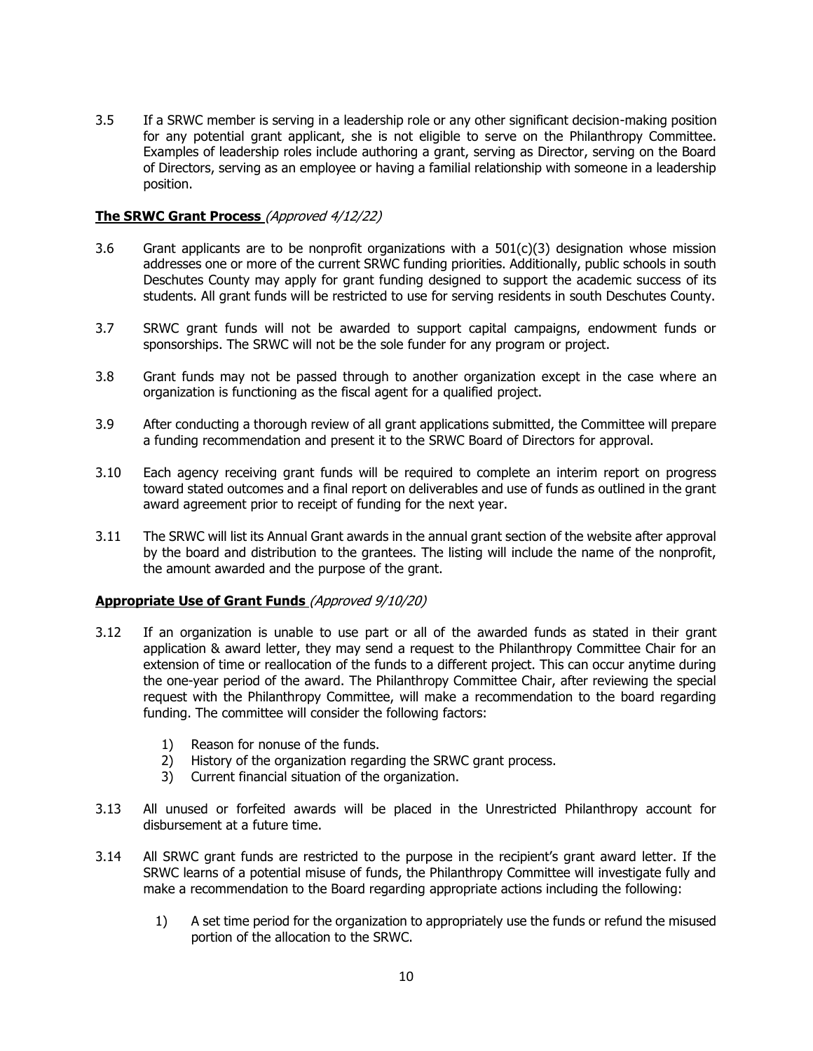3.5 If a SRWC member is serving in a leadership role or any other significant decision-making position for any potential grant applicant, she is not eligible to serve on the Philanthropy Committee. Examples of leadership roles include authoring a grant, serving as Director, serving on the Board of Directors, serving as an employee or having a familial relationship with someone in a leadership position.

**The SRWC Grant Process** *(Approved 4/12/22)*

3.6 Grant applicants are to be nonprofit organizations with a 501(c)(3) designation whose mission addresses one or more of the current SRWC funding priorities. Additionally, public schools in south Deschutes County may apply for grant funding designed to support the academic success of its students. All grant funds will be restricted to use for serving residents in south Deschutes County.

3.7 SRWC grant funds will not be awarded to support capital campaigns, endowment funds or sponsorships. The SRWC will not be the sole funder for any program or project.

3.8 Grant funds may not be passed through to another organization except in the case where an organization is functioning as the fiscal agent for a qualified project.

3.9 After conducting a thorough review of all grant applications submitted, the Committee will prepare a funding recommendation and present it to the SRWC Board of Directors for approval.

3.10 Each agency receiving grant funds will be required to complete an interim report on progress toward stated outcomes and a final report on deliverables and use of funds as outlined in the grant award agreement prior to receipt of funding for the next year.

3.11 The SRWC will list its Annual Grant awards in the annual grant section of the website after approval by the board and distribution to the grantees. The listing will include the name of the nonprofit, the amount awarded and the purpose of the grant.

**Appropriate Use of Grant Funds** *(Approved 9/10/20)*

3.12 If an organization is unable to use part or all of the awarded funds as stated in their grant application & award letter, they may send a request to the Philanthropy Committee Chair for an extension of time or reallocation of the funds to a different project. This can occur anytime during the one-year period of the award. The Philanthropy Committee Chair, after reviewing the special request with the Philanthropy Committee, will make a recommendation to the board regarding funding. The committee will consider the following factors:

1) Reason for nonuse of the funds.
2) History of the organization regarding the SRWC grant process.
3) Current financial situation of the organization.

3.13 All unused or forfeited awards will be placed in the Unrestricted Philanthropy account for disbursement at a future time.

3.14 All SRWC grant funds are restricted to the purpose in the recipient's grant award letter. If the SRWC learns of a potential misuse of funds, the Philanthropy Committee will investigate fully and make a recommendation to the Board regarding appropriate actions including the following:

1) A set time period for the organization to appropriately use the funds or refund the misused portion of the allocation to the SRWC.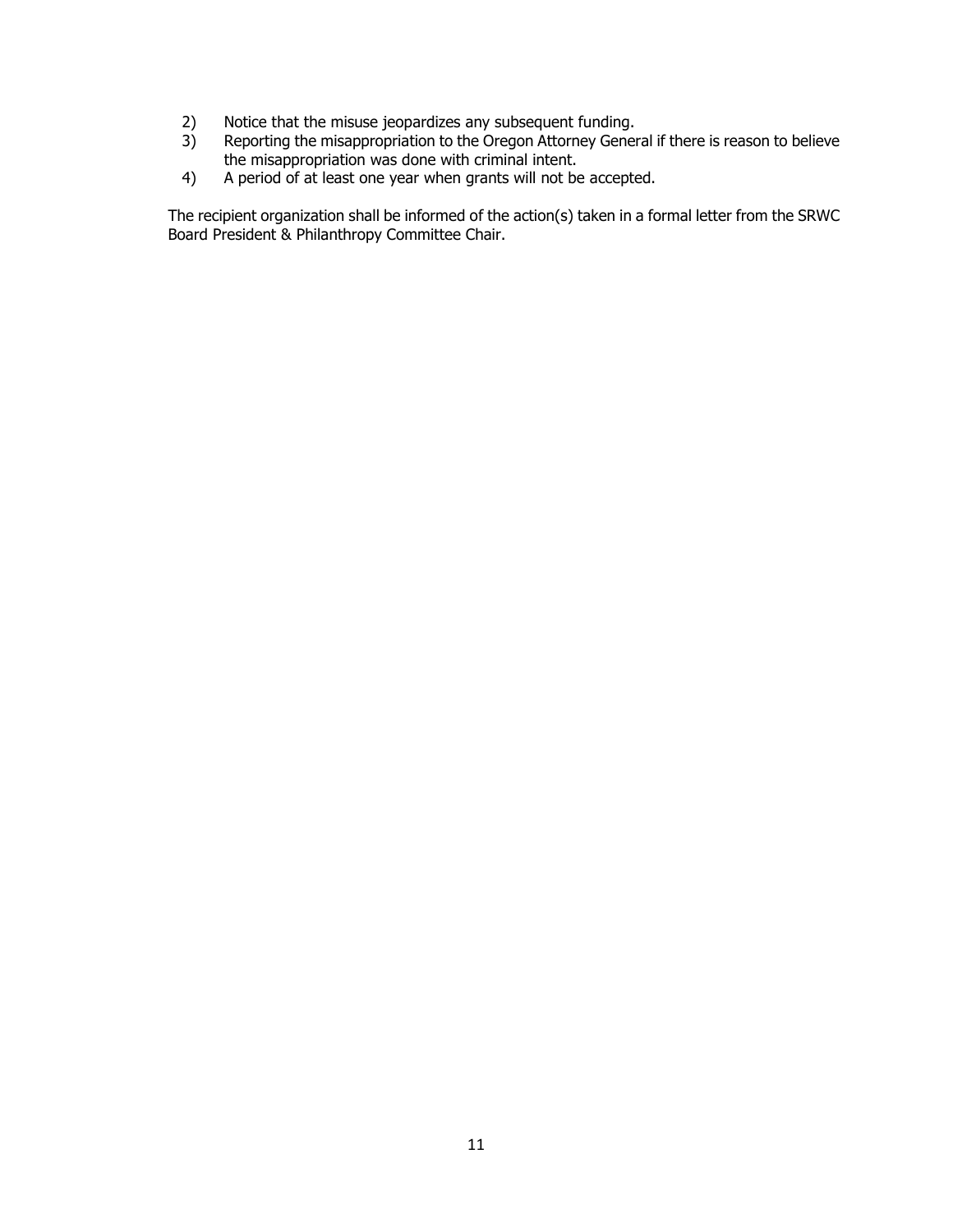2) Notice that the misuse jeopardizes any subsequent funding.
3) Reporting the misappropriation to the Oregon Attorney General if there is reason to believe the misappropriation was done with criminal intent.
4) A period of at least one year when grants will not be accepted.

The recipient organization shall be informed of the action(s) taken in a formal letter from the SRWC Board President & Philanthropy Committee Chair.